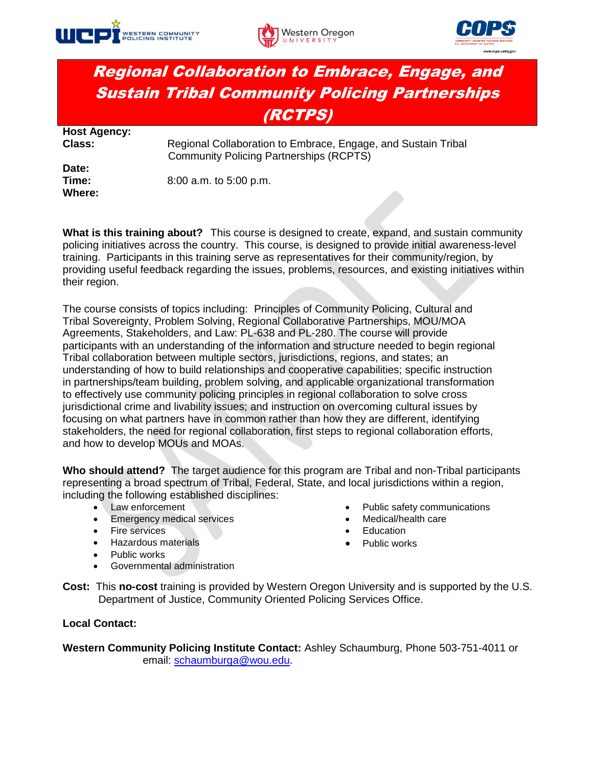# Regional Collaboration to Embrace, Engage, and Sustain Tribal Community Policing Partnerships (RCTPS)

**Host Agency:**

**Class:** Regional Collaboration to Embrace, Engage, and Sustain Tribal Community Policing Partnerships (RCPTS)

**Date:**

**Time:** 8:00 a.m. to 5:00 p.m.

**Where:**

**What is this training about?** This course is designed to create, expand, and sustain community policing initiatives across the country. This course, is designed to provide initial awareness-level training. Participants in this training serve as representatives for their community/region, by providing useful feedback regarding the issues, problems, resources, and existing initiatives within their region.

The course consists of topics including: Principles of Community Policing, Cultural and Tribal Sovereignty, Problem Solving, Regional Collaborative Partnerships, MOU/MOA Agreements, Stakeholders, and Law: PL-638 and PL-280. The course will provide participants with an understanding of the information and structure needed to begin regional Tribal collaboration between multiple sectors, jurisdictions, regions, and states; an understanding of how to build relationships and cooperative capabilities; specific instruction in partnerships/team building, problem solving, and applicable organizational transformation to effectively use community policing principles in regional collaboration to solve cross jurisdictional crime and livability issues; and instruction on overcoming cultural issues by focusing on what partners have in common rather than how they are different, identifying stakeholders, the need for regional collaboration, first steps to regional collaboration efforts, and how to develop MOUs and MOAs.

**Who should attend?** The target audience for this program are Tribal and non-Tribal participants representing a broad spectrum of Tribal, Federal, State, and local jurisdictions within a region, including the following established disciplines:

- Law enforcement
- Emergency medical services
- Fire services
- Hazardous materials
- Public works
- Governmental administration
- Public safety communications
- Medical/health care
- Education
- Public works

**Cost:** This **no-cost** training is provided by Western Oregon University and is supported by the U.S. Department of Justice, Community Oriented Policing Services Office.

**Local Contact:**

**Western Community Policing Institute Contact:** Ashley Schaumburg, Phone 503-751-4011 or email: schaumburga@wou.edu.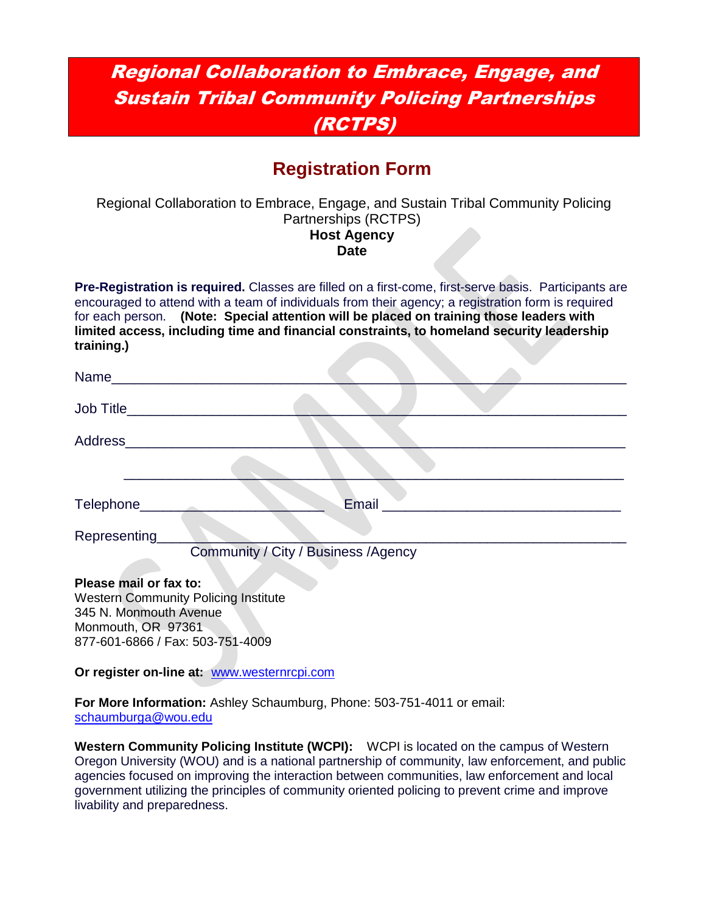# Regional Collaboration to Embrace, Engage, and Sustain Tribal Community Policing Partnerships (RCTPS)

## Registration Form

Regional Collaboration to Embrace, Engage, and Sustain Tribal Community Policing Partnerships (RCTPS)
**Host Agency**
**Date**

**Pre-Registration is required.** Classes are filled on a first-come, first-serve basis. Participants are encouraged to attend with a team of individuals from their agency; a registration form is required for each person. **(Note: Special attention will be placed on training those leaders with limited access, including time and financial constraints, to homeland security leadership training.)**

Name_______________________________________________________________

Job Title____________________________________________________________

Address_____________________________________________________________

_____________________________________________________________

Telephone______________________ Email _____________________________

Representing__________________________________________________________
Community / City / Business /Agency

**Please mail or fax to:**
Western Community Policing Institute
345 N. Monmouth Avenue
Monmouth, OR 97361
877-601-6866 / Fax: 503-751-4009

**Or register on-line at:** www.westernrcpi.com

**For More Information:** Ashley Schaumburg, Phone: 503-751-4011 or email: schaumburga@wou.edu

**Western Community Policing Institute (WCPI):** WCPI is located on the campus of Western Oregon University (WOU) and is a national partnership of community, law enforcement, and public agencies focused on improving the interaction between communities, law enforcement and local government utilizing the principles of community oriented policing to prevent crime and improve livability and preparedness.